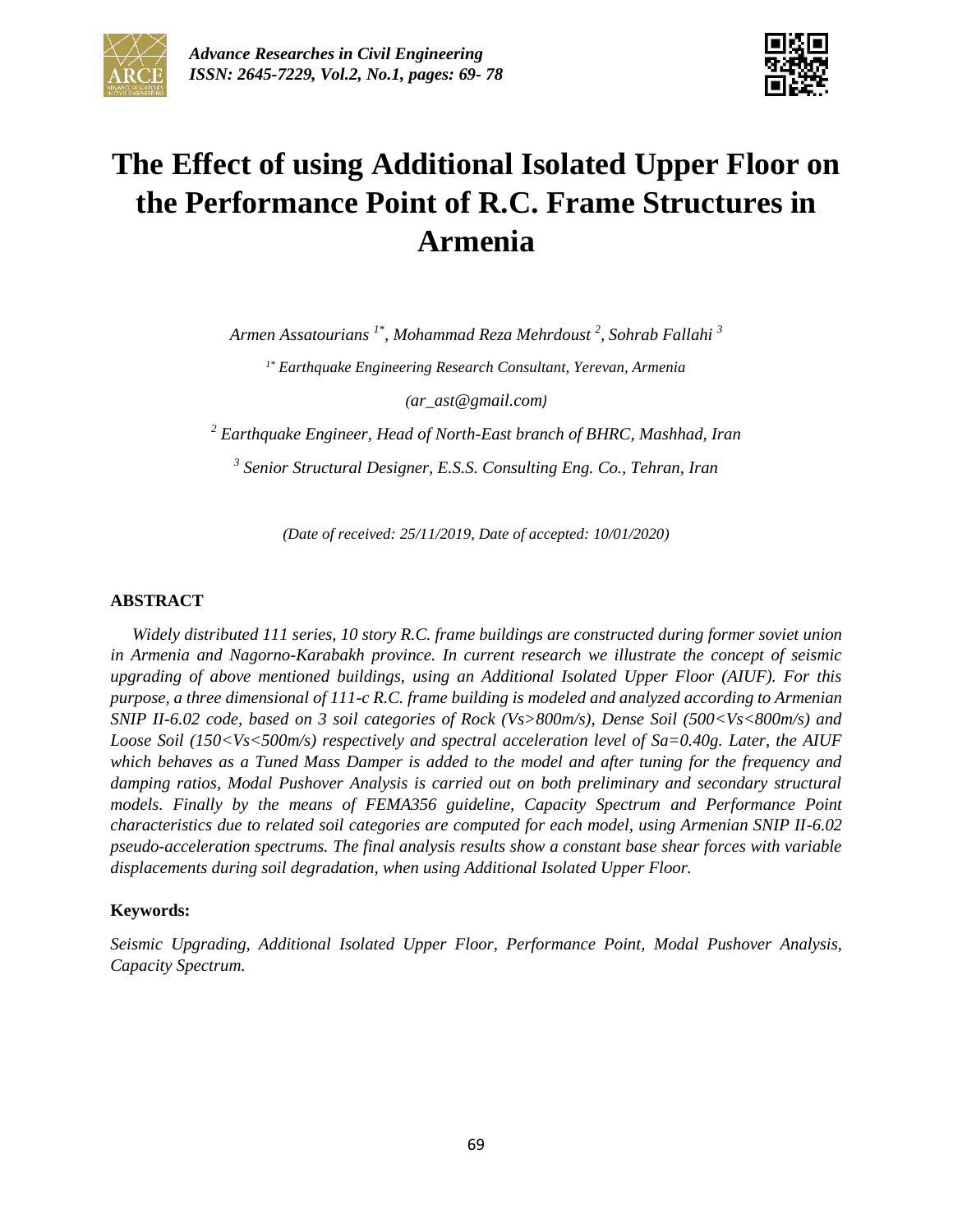# The Effect of using Additional Isolated Upper Floor on the Performance Point of R.C. Frame Structures in Armenia

*Armen Assatourians [1*], Mohammad Reza Mehrdoust [2], Sohrab Fallahi [3]*

*[1*] Earthquake Engineering Research Consultant, Yerevan, Armenia*

*(ar_ast@gmail.com)*

*[2] Earthquake Engineer, Head of North-East branch of BHRC, Mashhad, Iran*

*[3] Senior Structural Designer, E.S.S. Consulting Eng. Co., Tehran, Iran*

*(Date of received: 25/11/2019, Date of accepted: 10/01/2020)*

## ABSTRACT

*Widely distributed 111 series, 10 story R.C. frame buildings are constructed during former soviet union in Armenia and Nagorno-Karabakh province. In current research we illustrate the concept of seismic upgrading of above mentioned buildings, using an Additional Isolated Upper Floor (AIUF). For this purpose, a three dimensional of 111-c R.C. frame building is modeled and analyzed according to Armenian SNIP II-6.02 code, based on 3 soil categories of Rock (Vs>800m/s), Dense Soil (500<Vs<800m/s) and Loose Soil (150<Vs<500m/s) respectively and spectral acceleration level of Sa=0.40g. Later, the AIUF which behaves as a Tuned Mass Damper is added to the model and after tuning for the frequency and damping ratios, Modal Pushover Analysis is carried out on both preliminary and secondary structural models. Finally by the means of FEMA356 guideline, Capacity Spectrum and Performance Point characteristics due to related soil categories are computed for each model, using Armenian SNIP II-6.02 pseudo-acceleration spectrums. The final analysis results show a constant base shear forces with variable displacements during soil degradation, when using Additional Isolated Upper Floor.*

### Keywords:

*Seismic Upgrading, Additional Isolated Upper Floor, Performance Point, Modal Pushover Analysis, Capacity Spectrum.*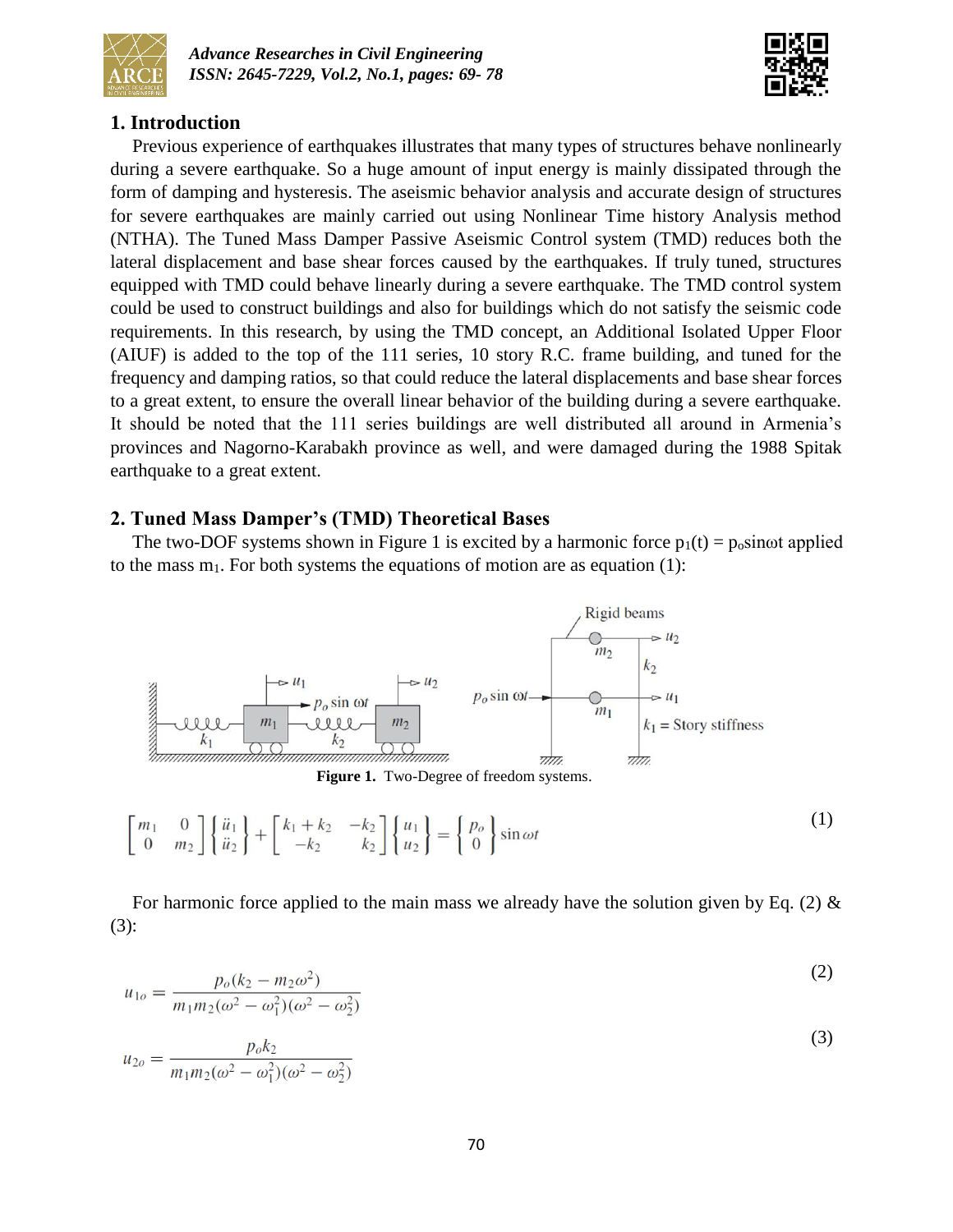## 1. Introduction

Previous experience of earthquakes illustrates that many types of structures behave nonlinearly during a severe earthquake. So a huge amount of input energy is mainly dissipated through the form of damping and hysteresis. The aseismic behavior analysis and accurate design of structures for severe earthquakes are mainly carried out using Nonlinear Time history Analysis method (NTHA). The Tuned Mass Damper Passive Aseismic Control system (TMD) reduces both the lateral displacement and base shear forces caused by the earthquakes. If truly tuned, structures equipped with TMD could behave linearly during a severe earthquake. The TMD control system could be used to construct buildings and also for buildings which do not satisfy the seismic code requirements. In this research, by using the TMD concept, an Additional Isolated Upper Floor (AIUF) is added to the top of the 111 series, 10 story R.C. frame building, and tuned for the frequency and damping ratios, so that could reduce the lateral displacements and base shear forces to a great extent, to ensure the overall linear behavior of the building during a severe earthquake. It should be noted that the 111 series buildings are well distributed all around in Armenia's provinces and Nagorno-Karabakh province as well, and were damaged during the 1988 Spitak earthquake to a great extent.

## 2. Tuned Mass Damper's (TMD) Theoretical Bases

The two-DOF systems shown in Figure 1 is excited by a harmonic force $p_1(t) = p_o \sin\omega t$ applied to the mass $m_1$. For both systems the equations of motion are as equation (1):

**Figure 1.** Two-Degree of freedom systems.

$$\begin{bmatrix} m_1 & 0 \\ 0 & m_2 \end{bmatrix} \begin{Bmatrix} \ddot{u}_1 \\ \ddot{u}_2 \end{Bmatrix} + \begin{bmatrix} k_1 + k_2 & -k_2 \\ -k_2 & k_2 \end{bmatrix} \begin{Bmatrix} u_1 \\ u_2 \end{Bmatrix} = \begin{Bmatrix} p_o \\ 0 \end{Bmatrix} \sin\omega t \tag{1}$$

For harmonic force applied to the main mass we already have the solution given by Eq. (2) & (3):

$$u_{1o} = \frac{p_o(k_2 - m_2\omega^2)}{m_1 m_2(\omega^2 - \omega_1^2)(\omega^2 - \omega_2^2)} \tag{2}$$

$$u_{2o} = \frac{p_o k_2}{m_1 m_2(\omega^2 - \omega_1^2)(\omega^2 - \omega_2^2)} \tag{3}$$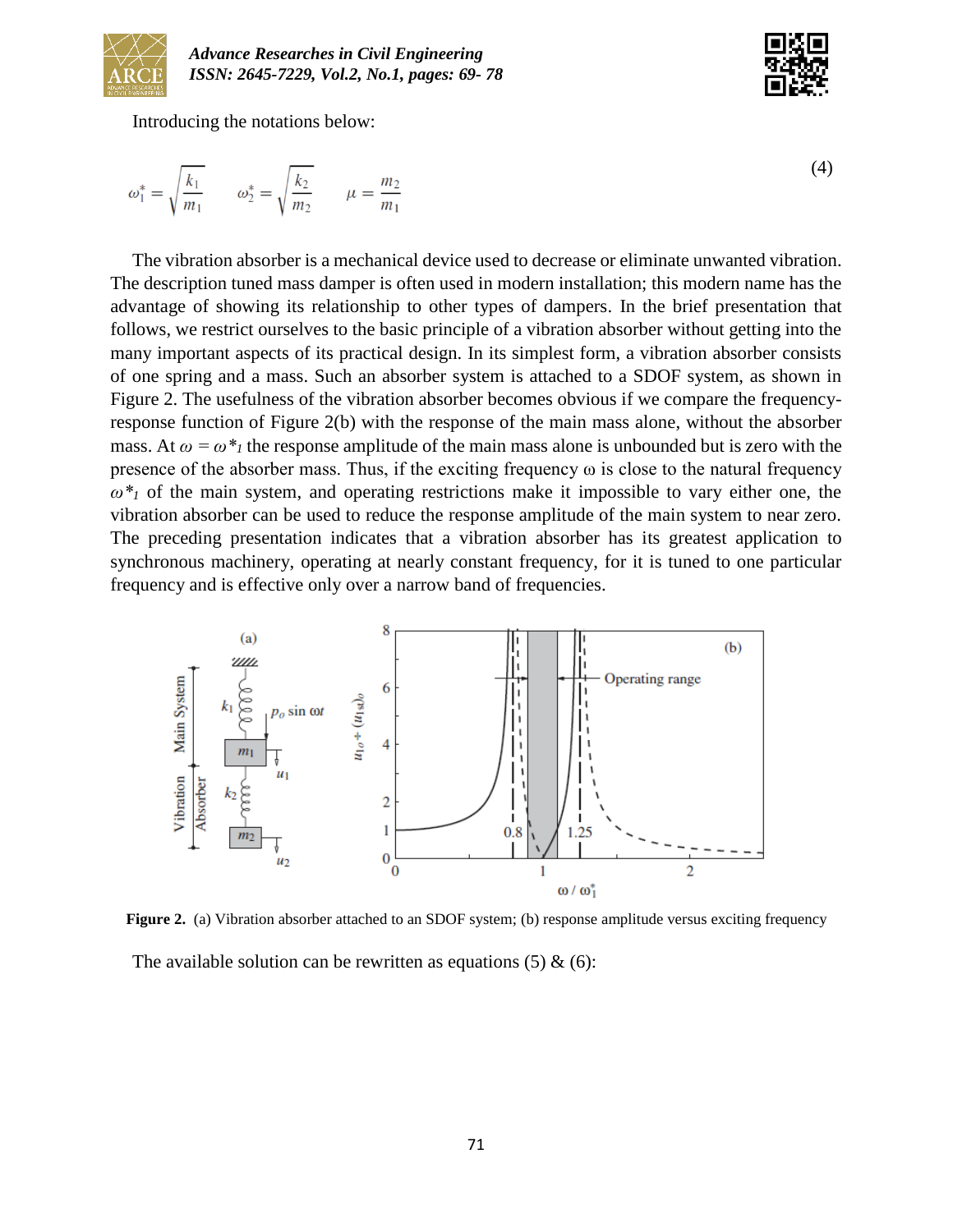Introducing the notations below:

$$\omega_1^* = \sqrt{\frac{k_1}{m_1}} \qquad \omega_2^* = \sqrt{\frac{k_2}{m_2}} \qquad \mu = \frac{m_2}{m_1} \tag{4}$$

The vibration absorber is a mechanical device used to decrease or eliminate unwanted vibration. The description tuned mass damper is often used in modern installation; this modern name has the advantage of showing its relationship to other types of dampers. In the brief presentation that follows, we restrict ourselves to the basic principle of a vibration absorber without getting into the many important aspects of its practical design. In its simplest form, a vibration absorber consists of one spring and a mass. Such an absorber system is attached to a SDOF system, as shown in Figure 2. The usefulness of the vibration absorber becomes obvious if we compare the frequency-response function of Figure 2(b) with the response of the main mass alone, without the absorber mass. At $\omega = \omega^*_1$ the response amplitude of the main mass alone is unbounded but is zero with the presence of the absorber mass. Thus, if the exciting frequency ω is close to the natural frequency $\omega^*_1$ of the main system, and operating restrictions make it impossible to vary either one, the vibration absorber can be used to reduce the response amplitude of the main system to near zero. The preceding presentation indicates that a vibration absorber has its greatest application to synchronous machinery, operating at nearly constant frequency, for it is tuned to one particular frequency and is effective only over a narrow band of frequencies.

**Figure 2.** (a) Vibration absorber attached to an SDOF system; (b) response amplitude versus exciting frequency

The available solution can be rewritten as equations (5) & (6):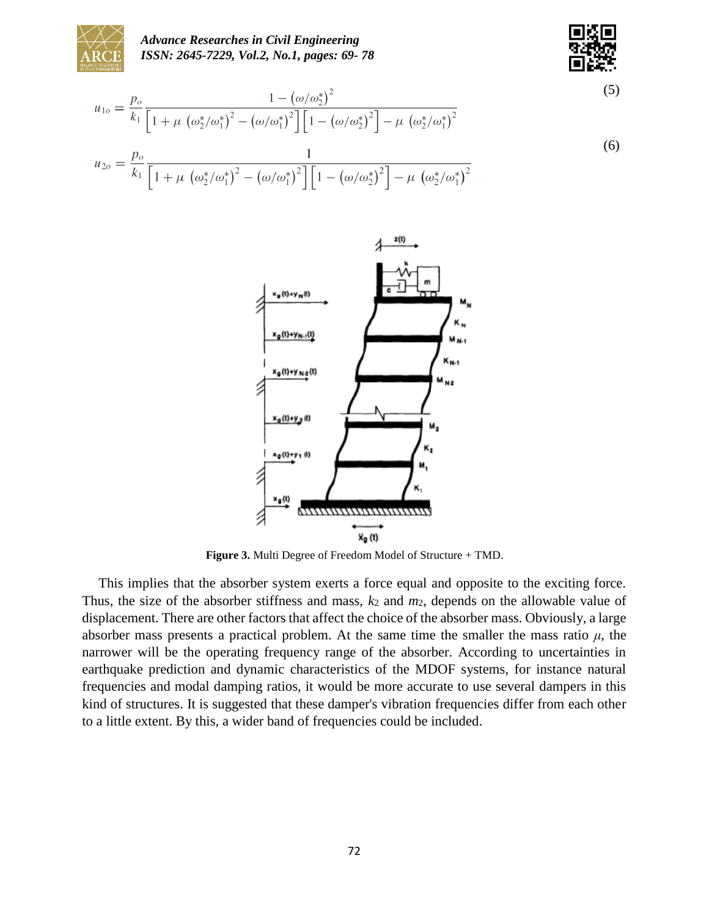$$u_{1o} = \frac{p_o}{k_1} \frac{1 - \left(\omega/\omega_2^*\right)^2}{\left[1 + \mu\,\left(\omega_2^*/\omega_1^*\right)^2 - \left(\omega/\omega_1^*\right)^2\right]\left[1 - \left(\omega/\omega_2^*\right)^2\right] - \mu\,\left(\omega_2^*/\omega_1^*\right)^2} \tag{5}$$

$$u_{2o} = \frac{p_o}{k_1} \frac{1}{\left[1 + \mu\,\left(\omega_2^*/\omega_1^*\right)^2 - \left(\omega/\omega_1^*\right)^2\right]\left[1 - \left(\omega/\omega_2^*\right)^2\right] - \mu\,\left(\omega_2^*/\omega_1^*\right)^2} \tag{6}$$

**Figure 3.** Multi Degree of Freedom Model of Structure + TMD.

This implies that the absorber system exerts a force equal and opposite to the exciting force. Thus, the size of the absorber stiffness and mass, $k_2$ and $m_2$, depends on the allowable value of displacement. There are other factors that affect the choice of the absorber mass. Obviously, a large absorber mass presents a practical problem. At the same time the smaller the mass ratio $\mu$, the narrower will be the operating frequency range of the absorber. According to uncertainties in earthquake prediction and dynamic characteristics of the MDOF systems, for instance natural frequencies and modal damping ratios, it would be more accurate to use several dampers in this kind of structures. It is suggested that these damper's vibration frequencies differ from each other to a little extent. By this, a wider band of frequencies could be included.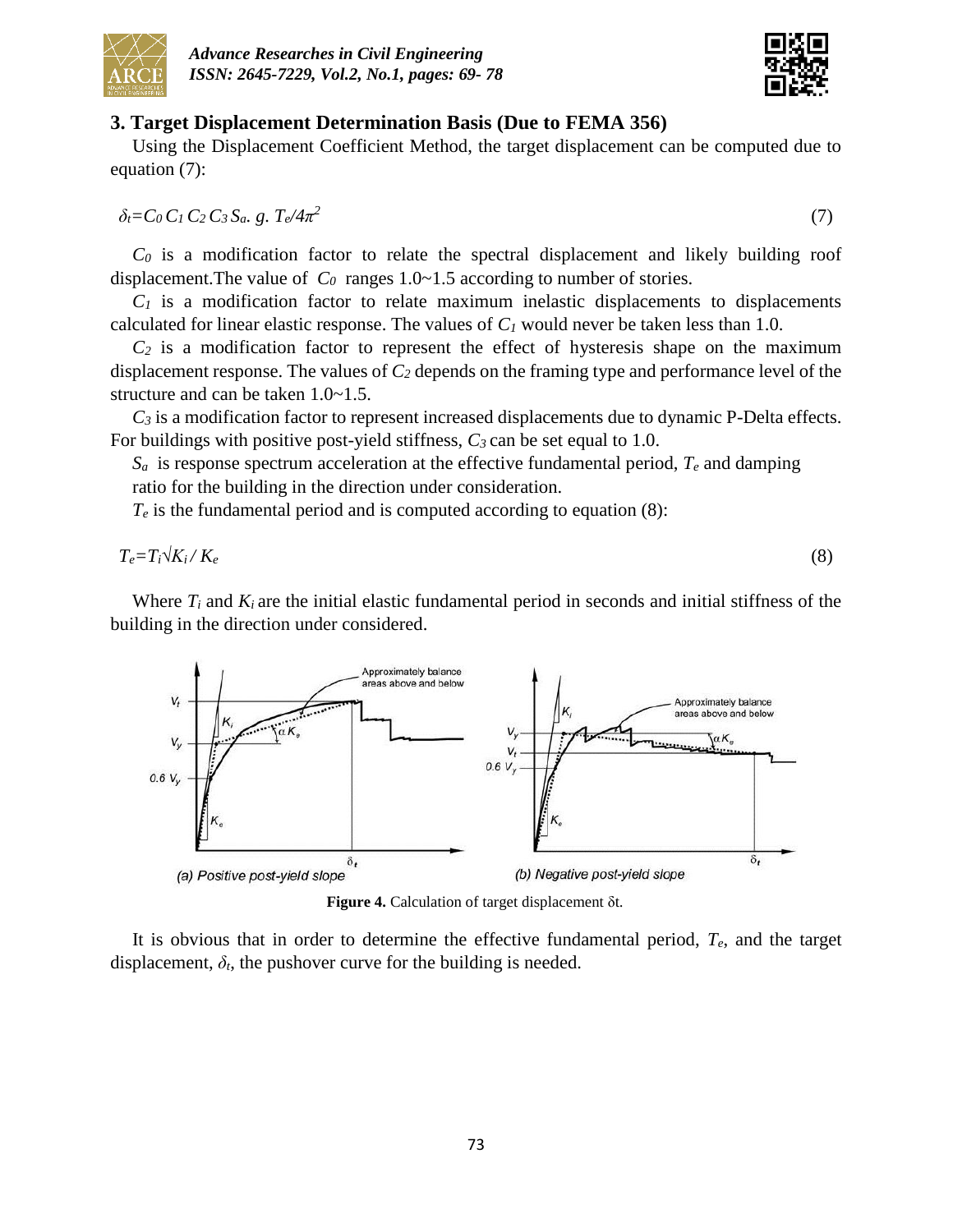## 3. Target Displacement Determination Basis (Due to FEMA 356)

Using the Displacement Coefficient Method, the target displacement can be computed due to equation (7):

$$\delta_t = C_0\, C_1\, C_2\, C_3\, S_a .\ g .\ T_e / 4\pi^2 \tag{7}$$

$C_0$ is a modification factor to relate the spectral displacement and likely building roof displacement.The value of $C_0$ ranges 1.0~1.5 according to number of stories.

$C_1$ is a modification factor to relate maximum inelastic displacements to displacements calculated for linear elastic response. The values of $C_1$ would never be taken less than 1.0.

$C_2$ is a modification factor to represent the effect of hysteresis shape on the maximum displacement response. The values of $C_2$ depends on the framing type and performance level of the structure and can be taken 1.0~1.5.

$C_3$ is a modification factor to represent increased displacements due to dynamic P-Delta effects. For buildings with positive post-yield stiffness, $C_3$ can be set equal to 1.0.

$S_a$ is response spectrum acceleration at the effective fundamental period, $T_e$ and damping ratio for the building in the direction under consideration.

$T_e$ is the fundamental period and is computed according to equation (8):

$$T_e = T_i \sqrt{K_i} / K_e \tag{8}$$

Where $T_i$ and $K_i$ are the initial elastic fundamental period in seconds and initial stiffness of the building in the direction under considered.

**Figure 4.** Calculation of target displacement δt.

It is obvious that in order to determine the effective fundamental period, $T_e$, and the target displacement, $\delta_t$, the pushover curve for the building is needed.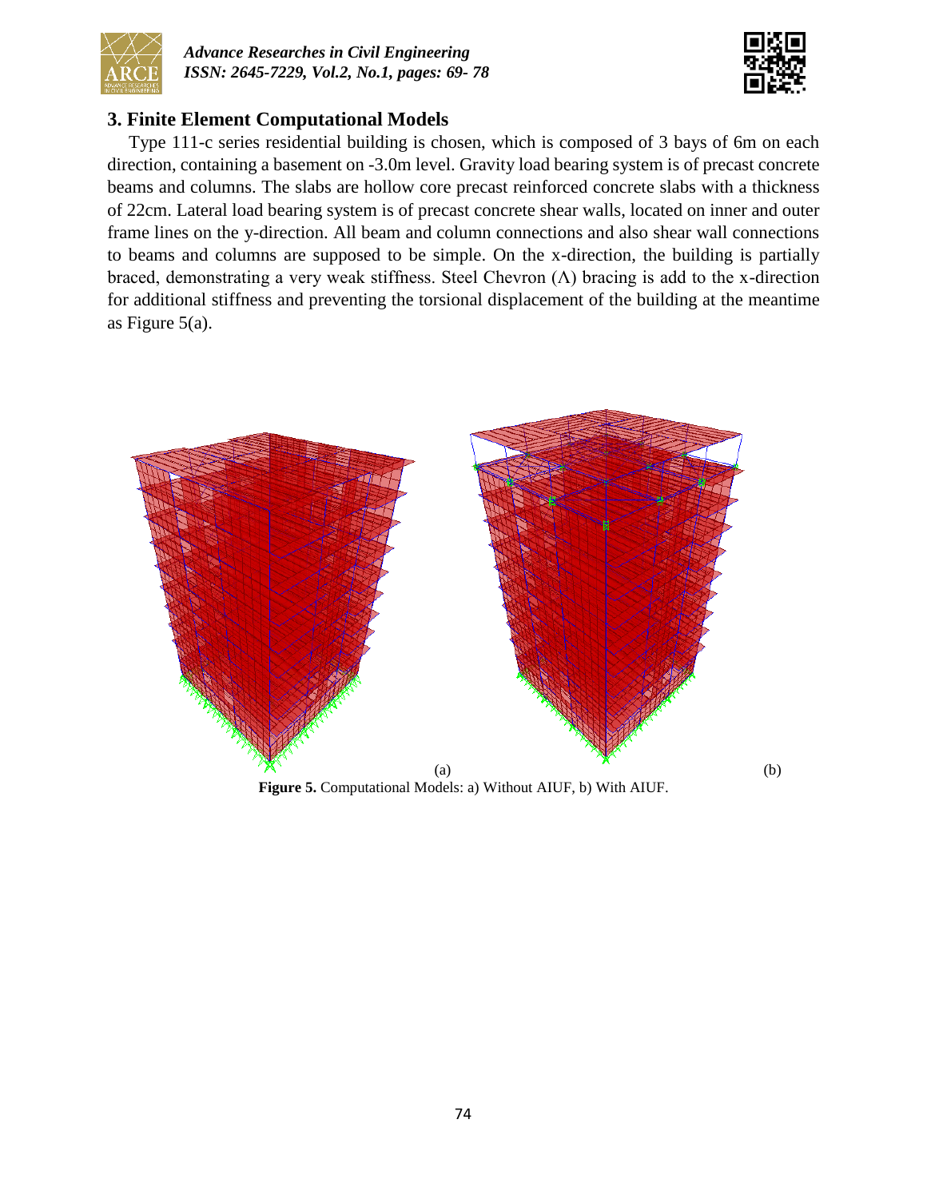## 3. Finite Element Computational Models

Type 111-c series residential building is chosen, which is composed of 3 bays of 6m on each direction, containing a basement on -3.0m level. Gravity load bearing system is of precast concrete beams and columns. The slabs are hollow core precast reinforced concrete slabs with a thickness of 22cm. Lateral load bearing system is of precast concrete shear walls, located on inner and outer frame lines on the y-direction. All beam and column connections and also shear wall connections to beams and columns are supposed to be simple. On the x-direction, the building is partially braced, demonstrating a very weak stiffness. Steel Chevron (Λ) bracing is add to the x-direction for additional stiffness and preventing the torsional displacement of the building at the meantime as Figure 5(a).

(a) (b)

**Figure 5.** Computational Models: a) Without AIUF, b) With AIUF.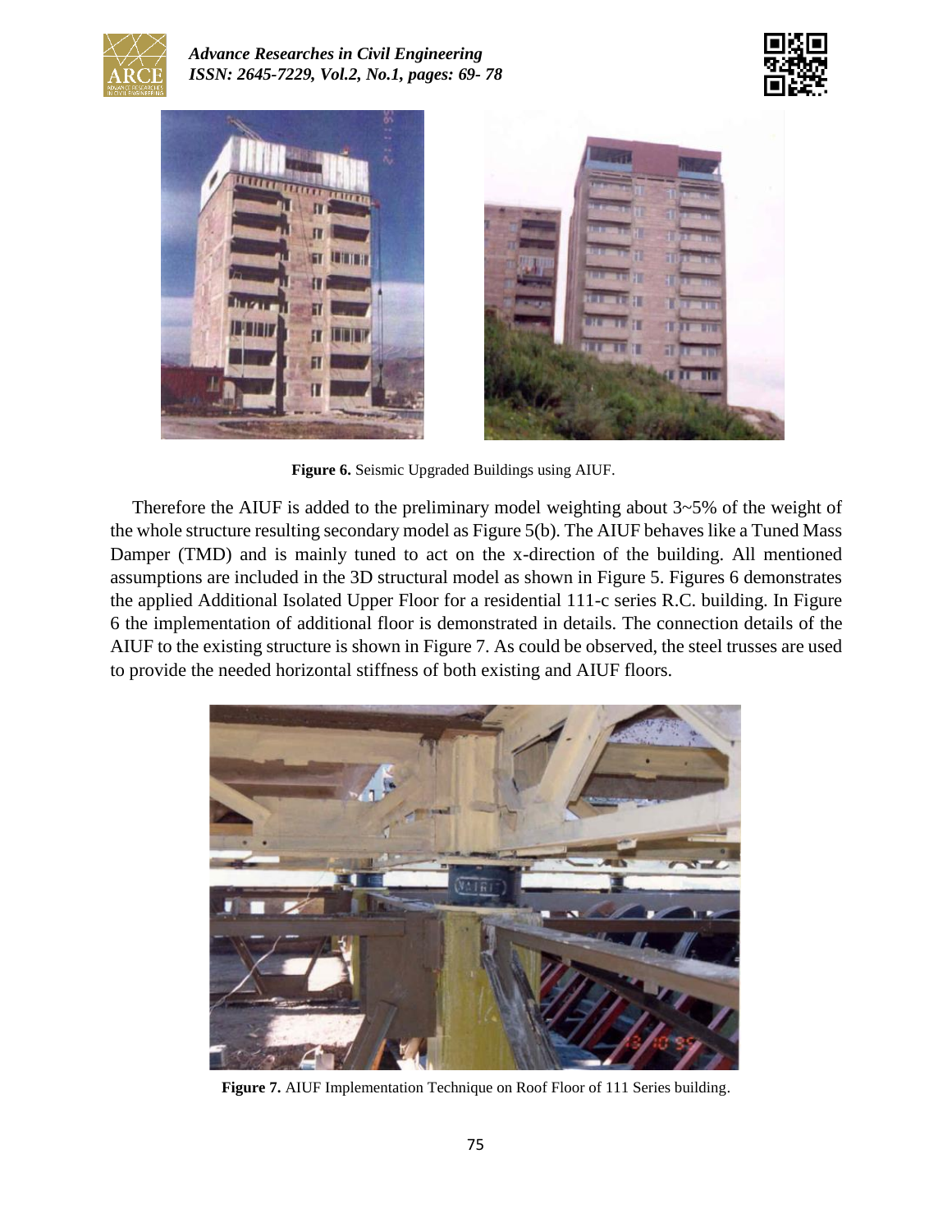**Figure 6.** Seismic Upgraded Buildings using AIUF.

Therefore the AIUF is added to the preliminary model weighting about 3~5% of the weight of the whole structure resulting secondary model as Figure 5(b). The AIUF behaves like a Tuned Mass Damper (TMD) and is mainly tuned to act on the x-direction of the building. All mentioned assumptions are included in the 3D structural model as shown in Figure 5. Figures 6 demonstrates the applied Additional Isolated Upper Floor for a residential 111-c series R.C. building. In Figure 6 the implementation of additional floor is demonstrated in details. The connection details of the AIUF to the existing structure is shown in Figure 7. As could be observed, the steel trusses are used to provide the needed horizontal stiffness of both existing and AIUF floors.

**Figure 7.** AIUF Implementation Technique on Roof Floor of 111 Series building.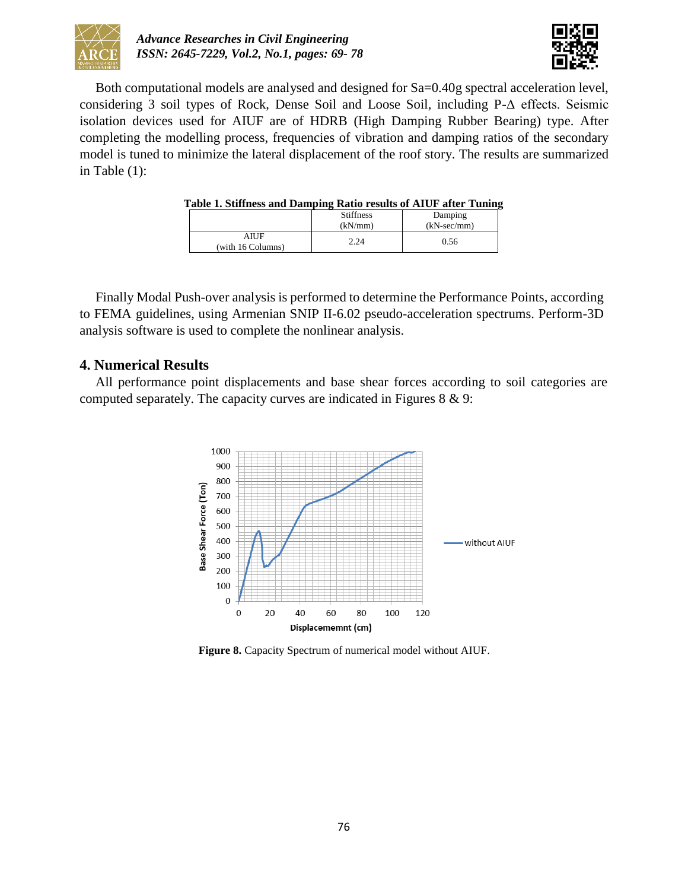Both computational models are analysed and designed for Sa=0.40g spectral acceleration level, considering 3 soil types of Rock, Dense Soil and Loose Soil, including P-Δ effects. Seismic isolation devices used for AIUF are of HDRB (High Damping Rubber Bearing) type. After completing the modelling process, frequencies of vibration and damping ratios of the secondary model is tuned to minimize the lateral displacement of the roof story. The results are summarized in Table (1):

**Table 1. Stiffness and Damping Ratio results of AIUF after Tuning**

| | Stiffness (kN/mm) | Damping (kN-sec/mm) |
|---|---|---|
| AIUF (with 16 Columns) | 2.24 | 0.56 |

Finally Modal Push-over analysis is performed to determine the Performance Points, according to FEMA guidelines, using Armenian SNIP II-6.02 pseudo-acceleration spectrums. Perform-3D analysis software is used to complete the nonlinear analysis.

## 4. Numerical Results

All performance point displacements and base shear forces according to soil categories are computed separately. The capacity curves are indicated in Figures 8 & 9:

**Figure 8.** Capacity Spectrum of numerical model without AIUF.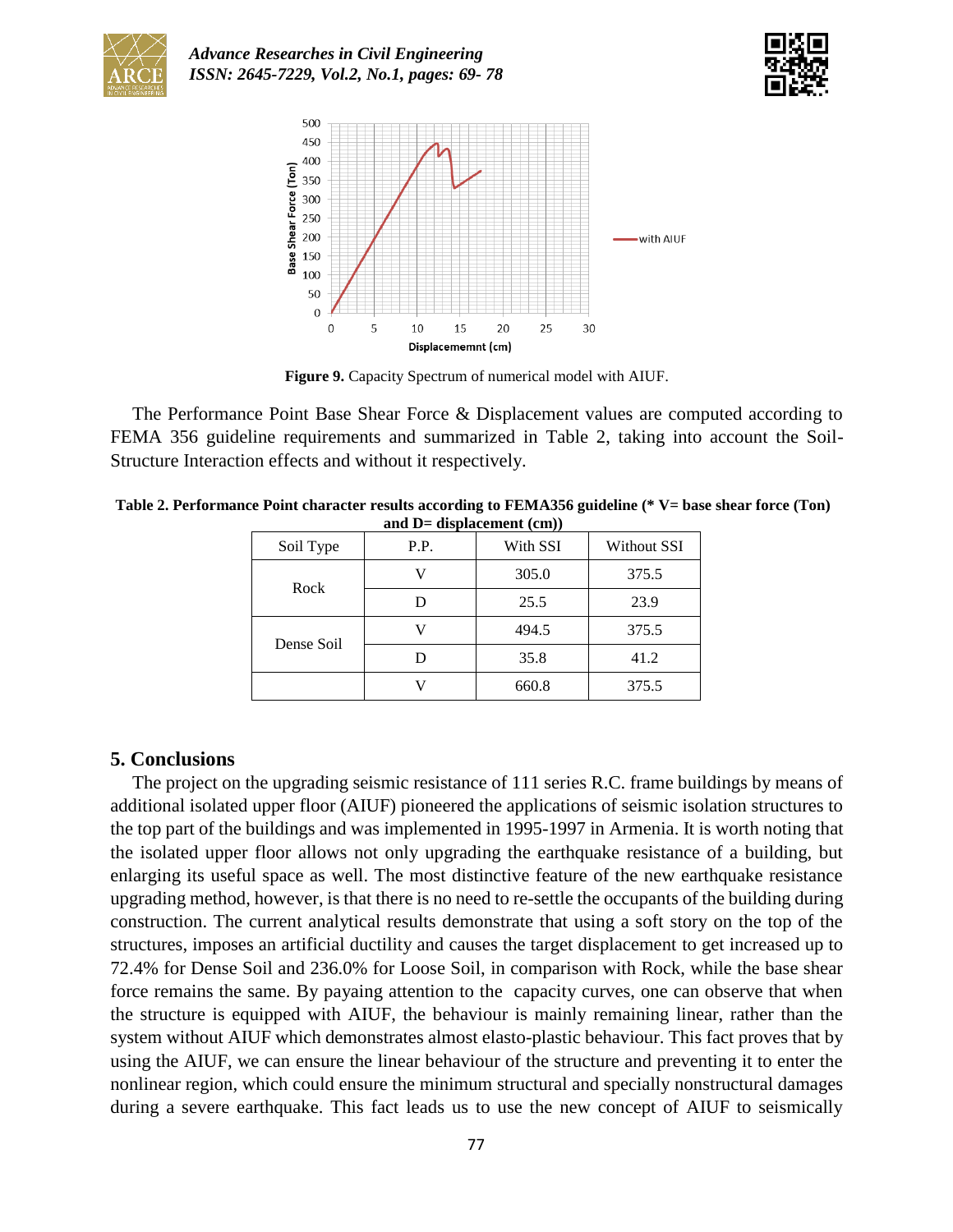Figure 9. Capacity Spectrum of numerical model with AIUF.

The Performance Point Base Shear Force & Displacement values are computed according to FEMA 356 guideline requirements and summarized in Table 2, taking into account the Soil-Structure Interaction effects and without it respectively.

**Table 2. Performance Point character results according to FEMA356 guideline (* V= base shear force (Ton) and D= displacement (cm))**

| Soil Type | P.P. | With SSI | Without SSI |
|---|---|---|---|
| Rock | V | 305.0 | 375.5 |
| | D | 25.5 | 23.9 |
| Dense Soil | V | 494.5 | 375.5 |
| | D | 35.8 | 41.2 |
| | V | 660.8 | 375.5 |

## 5. Conclusions

The project on the upgrading seismic resistance of 111 series R.C. frame buildings by means of additional isolated upper floor (AIUF) pioneered the applications of seismic isolation structures to the top part of the buildings and was implemented in 1995-1997 in Armenia. It is worth noting that the isolated upper floor allows not only upgrading the earthquake resistance of a building, but enlarging its useful space as well. The most distinctive feature of the new earthquake resistance upgrading method, however, is that there is no need to re-settle the occupants of the building during construction. The current analytical results demonstrate that using a soft story on the top of the structures, imposes an artificial ductility and causes the target displacement to get increased up to 72.4% for Dense Soil and 236.0% for Loose Soil, in comparison with Rock, while the base shear force remains the same. By payaing attention to the capacity curves, one can observe that when the structure is equipped with AIUF, the behaviour is mainly remaining linear, rather than the system without AIUF which demonstrates almost elasto-plastic behaviour. This fact proves that by using the AIUF, we can ensure the linear behaviour of the structure and preventing it to enter the nonlinear region, which could ensure the minimum structural and specially nonstructural damages during a severe earthquake. This fact leads us to use the new concept of AIUF to seismically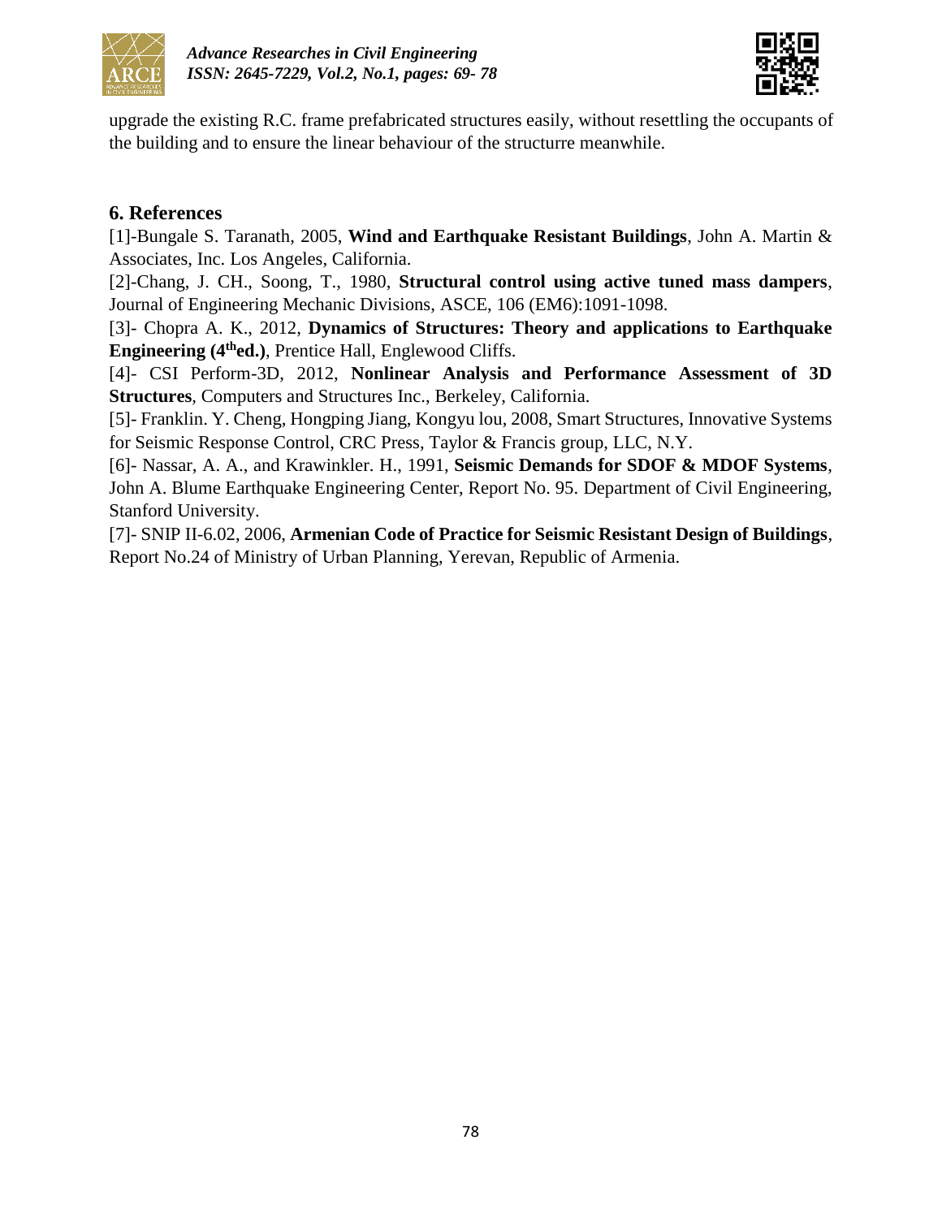upgrade the existing R.C. frame prefabricated structures easily, without resettling the occupants of the building and to ensure the linear behaviour of the structurre meanwhile.

## 6. References

[1]-Bungale S. Taranath, 2005, **Wind and Earthquake Resistant Buildings**, John A. Martin & Associates, Inc. Los Angeles, California.

[2]-Chang, J. CH., Soong, T., 1980, **Structural control using active tuned mass dampers**, Journal of Engineering Mechanic Divisions, ASCE, 106 (EM6):1091-1098.

[3]- Chopra A. K., 2012, **Dynamics of Structures: Theory and applications to Earthquake Engineering (4th ed.)**, Prentice Hall, Englewood Cliffs.

[4]- CSI Perform-3D, 2012, **Nonlinear Analysis and Performance Assessment of 3D Structures**, Computers and Structures Inc., Berkeley, California.

[5]- Franklin. Y. Cheng, Hongping Jiang, Kongyu lou, 2008, Smart Structures, Innovative Systems for Seismic Response Control, CRC Press, Taylor & Francis group, LLC, N.Y.

[6]- Nassar, A. A., and Krawinkler. H., 1991, **Seismic Demands for SDOF & MDOF Systems**, John A. Blume Earthquake Engineering Center, Report No. 95. Department of Civil Engineering, Stanford University.

[7]- SNIP II-6.02, 2006, **Armenian Code of Practice for Seismic Resistant Design of Buildings**, Report No.24 of Ministry of Urban Planning, Yerevan, Republic of Armenia.